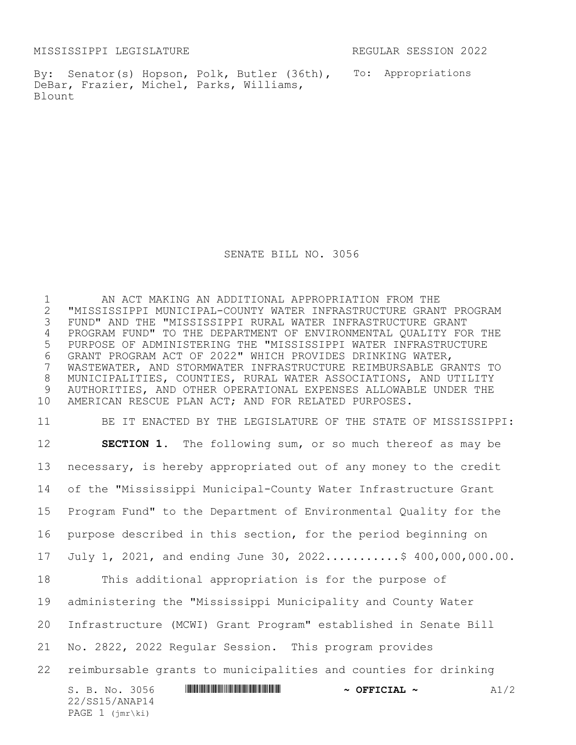MISSISSIPPI LEGISLATURE REGULAR SESSION 2022

By: Senator(s) Hopson, Polk, Butler (36th), DeBar, Frazier, Michel, Parks, Williams, Blount

To: Appropriations

# SENATE BILL NO. 3056

AN ACT MAKING AN ADDITIONAL APPROPRIATION FROM THE "MISSISSIPPI MUNICIPAL-COUNTY WATER INFRASTRUCTURE GRANT PROGRAM FUND" AND THE "MISSISSIPPI RURAL WATER INFRASTRUCTURE GRANT PROGRAM FUND" TO THE DEPARTMENT OF ENVIRONMENTAL QUALITY FOR THE PURPOSE OF ADMINISTERING THE "MISSISSIPPI WATER INFRASTRUCTURE GRANT PROGRAM ACT OF 2022" WHICH PROVIDES DRINKING WATER, WASTEWATER, AND STORMWATER INFRASTRUCTURE REIMBURSABLE GRANTS TO MUNICIPALITIES, COUNTIES, RURAL WATER ASSOCIATIONS, AND UTILITY AUTHORITIES, AND OTHER OPERATIONAL EXPENSES ALLOWABLE UNDER THE AMERICAN RESCUE PLAN ACT; AND FOR RELATED PURPOSES.

BE IT ENACTED BY THE LEGISLATURE OF THE STATE OF MISSISSIPPI:

**SECTION 1.** The following sum, or so much thereof as may be necessary, is hereby appropriated out of any money to the credit of the "Mississippi Municipal-County Water Infrastructure Grant Program Fund" to the Department of Environmental Quality for the purpose described in this section, for the period beginning on July 1, 2021, and ending June 30, 2022...........$ 400,000,000.00.

This additional appropriation is for the purpose of administering the "Mississippi Municipality and County Water Infrastructure (MCWI) Grant Program" established in Senate Bill No. 2822, 2022 Regular Session. This program provides reimbursable grants to municipalities and counties for drinking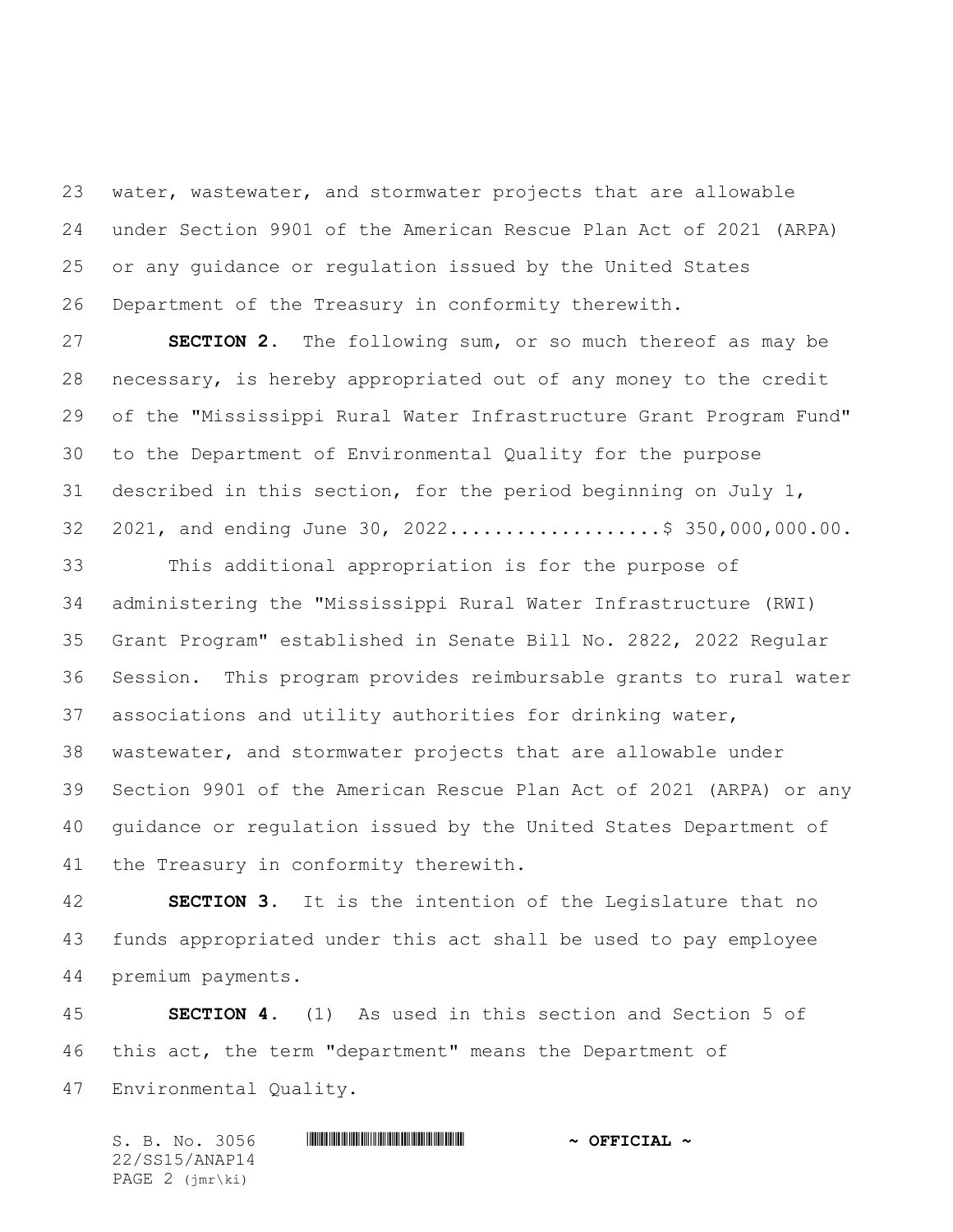water, wastewater, and stormwater projects that are allowable under Section 9901 of the American Rescue Plan Act of 2021 (ARPA) or any guidance or regulation issued by the United States Department of the Treasury in conformity therewith.

**SECTION 2.** The following sum, or so much thereof as may be necessary, is hereby appropriated out of any money to the credit of the "Mississippi Rural Water Infrastructure Grant Program Fund" to the Department of Environmental Quality for the purpose described in this section, for the period beginning on July 1, 2021, and ending June 30, 2022...................$ 350,000,000.00.

This additional appropriation is for the purpose of administering the "Mississippi Rural Water Infrastructure (RWI) Grant Program" established in Senate Bill No. 2822, 2022 Regular Session. This program provides reimbursable grants to rural water associations and utility authorities for drinking water, wastewater, and stormwater projects that are allowable under Section 9901 of the American Rescue Plan Act of 2021 (ARPA) or any guidance or regulation issued by the United States Department of the Treasury in conformity therewith.

**SECTION 3.** It is the intention of the Legislature that no funds appropriated under this act shall be used to pay employee premium payments.

**SECTION 4.** (1) As used in this section and Section 5 of this act, the term "department" means the Department of Environmental Quality.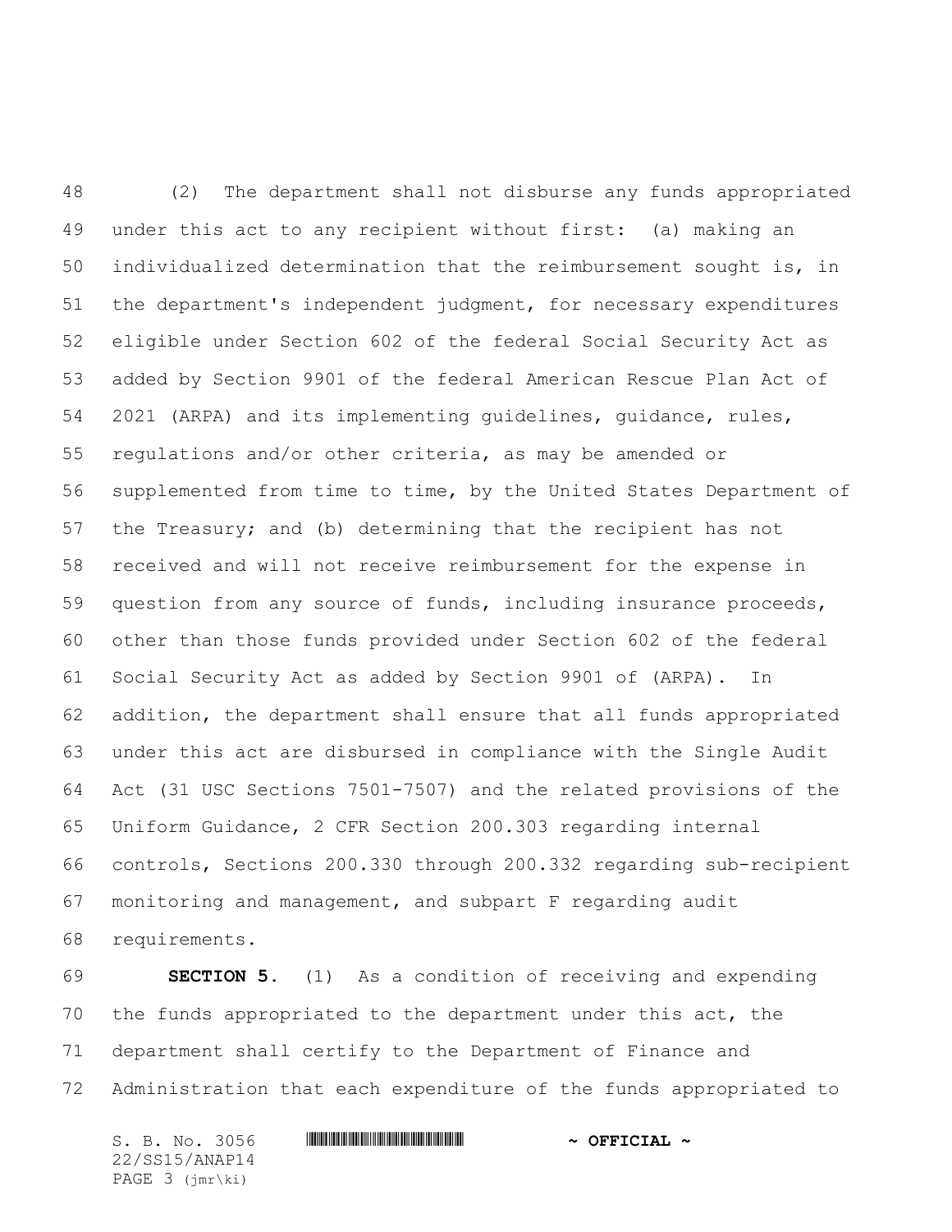(2) The department shall not disburse any funds appropriated under this act to any recipient without first: (a) making an individualized determination that the reimbursement sought is, in the department's independent judgment, for necessary expenditures eligible under Section 602 of the federal Social Security Act as added by Section 9901 of the federal American Rescue Plan Act of 2021 (ARPA) and its implementing guidelines, guidance, rules, regulations and/or other criteria, as may be amended or supplemented from time to time, by the United States Department of the Treasury; and (b) determining that the recipient has not received and will not receive reimbursement for the expense in question from any source of funds, including insurance proceeds, other than those funds provided under Section 602 of the federal Social Security Act as added by Section 9901 of (ARPA). In addition, the department shall ensure that all funds appropriated under this act are disbursed in compliance with the Single Audit Act (31 USC Sections 7501-7507) and the related provisions of the Uniform Guidance, 2 CFR Section 200.303 regarding internal controls, Sections 200.330 through 200.332 regarding sub-recipient monitoring and management, and subpart F regarding audit requirements.

**SECTION 5.** (1) As a condition of receiving and expending the funds appropriated to the department under this act, the department shall certify to the Department of Finance and Administration that each expenditure of the funds appropriated to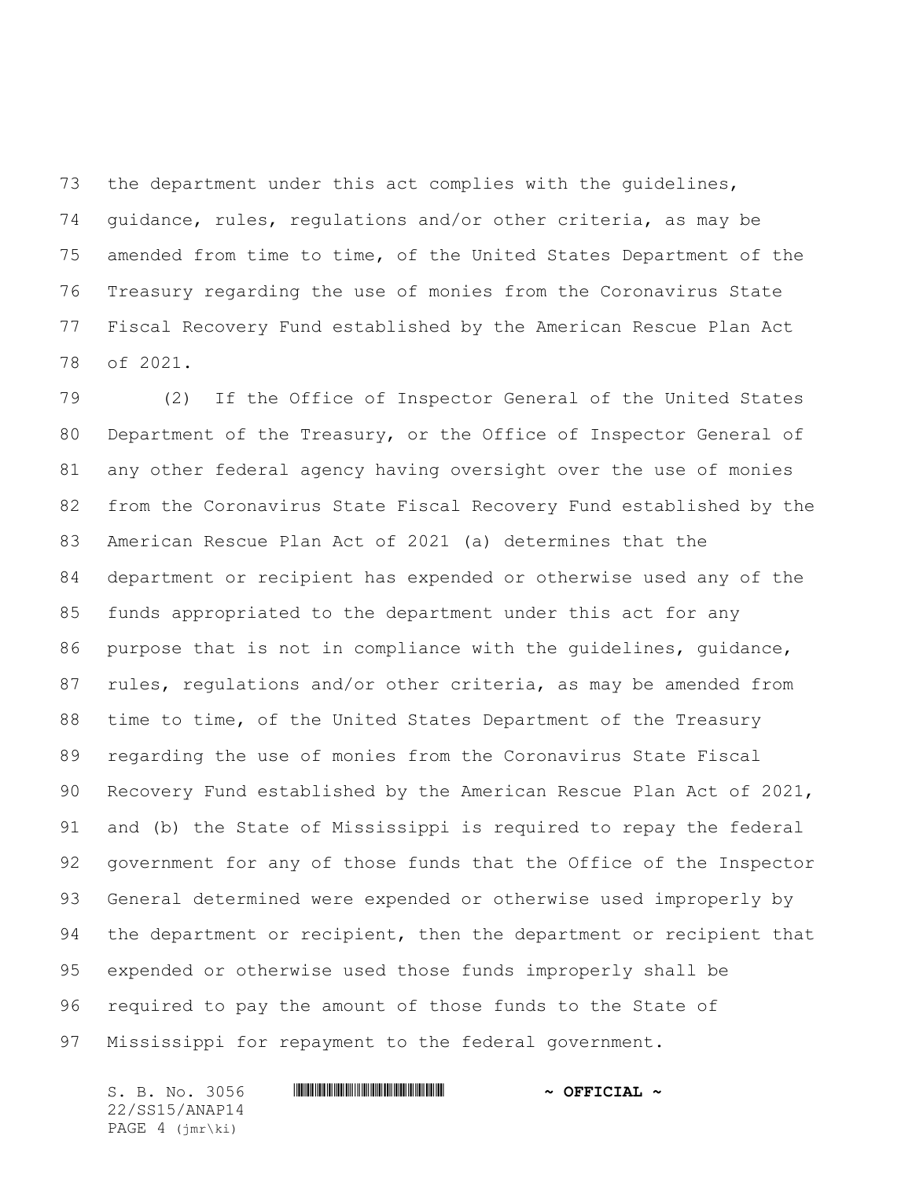the department under this act complies with the guidelines, guidance, rules, regulations and/or other criteria, as may be amended from time to time, of the United States Department of the Treasury regarding the use of monies from the Coronavirus State Fiscal Recovery Fund established by the American Rescue Plan Act of 2021.

(2) If the Office of Inspector General of the United States Department of the Treasury, or the Office of Inspector General of any other federal agency having oversight over the use of monies from the Coronavirus State Fiscal Recovery Fund established by the American Rescue Plan Act of 2021 (a) determines that the department or recipient has expended or otherwise used any of the funds appropriated to the department under this act for any purpose that is not in compliance with the guidelines, guidance, rules, regulations and/or other criteria, as may be amended from time to time, of the United States Department of the Treasury regarding the use of monies from the Coronavirus State Fiscal Recovery Fund established by the American Rescue Plan Act of 2021, and (b) the State of Mississippi is required to repay the federal government for any of those funds that the Office of the Inspector General determined were expended or otherwise used improperly by the department or recipient, then the department or recipient that expended or otherwise used those funds improperly shall be required to pay the amount of those funds to the State of Mississippi for repayment to the federal government.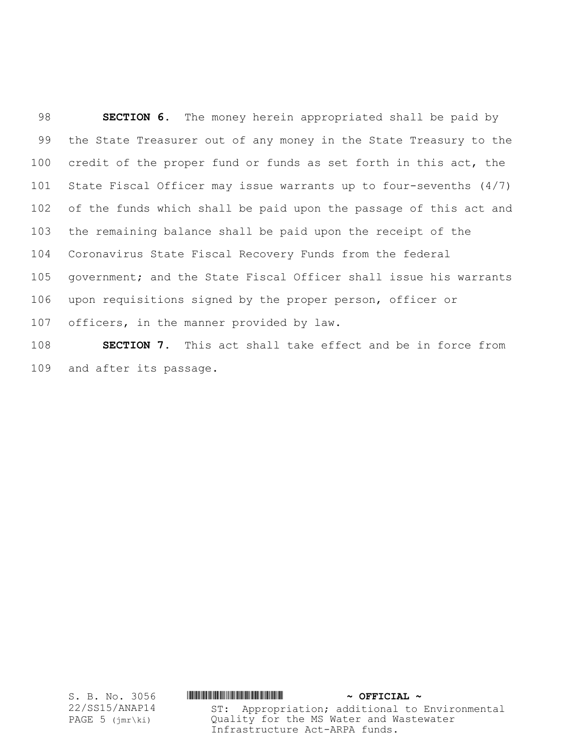**SECTION 6.** The money herein appropriated shall be paid by the State Treasurer out of any money in the State Treasury to the credit of the proper fund or funds as set forth in this act, the State Fiscal Officer may issue warrants up to four-sevenths (4/7) of the funds which shall be paid upon the passage of this act and the remaining balance shall be paid upon the receipt of the Coronavirus State Fiscal Recovery Funds from the federal government; and the State Fiscal Officer shall issue his warrants upon requisitions signed by the proper person, officer or officers, in the manner provided by law.

**SECTION 7.** This act shall take effect and be in force from and after its passage.